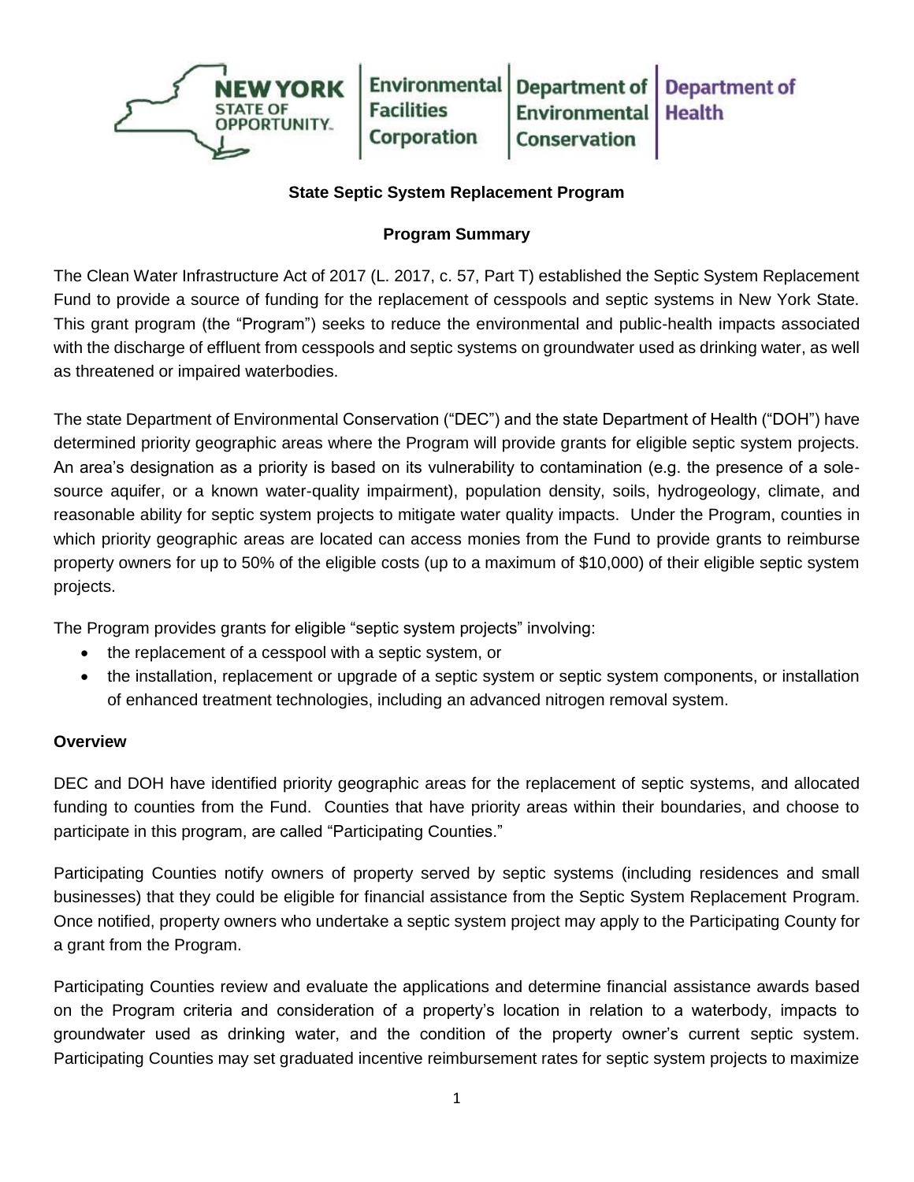NEW YORK STATE OF OPPORTUNITY. | Environmental Facilities Corporation | Department of Environmental Conservation | Department of Health

**State Septic System Replacement Program**

**Program Summary**

The Clean Water Infrastructure Act of 2017 (L. 2017, c. 57, Part T) established the Septic System Replacement Fund to provide a source of funding for the replacement of cesspools and septic systems in New York State. This grant program (the "Program") seeks to reduce the environmental and public-health impacts associated with the discharge of effluent from cesspools and septic systems on groundwater used as drinking water, as well as threatened or impaired waterbodies.

The state Department of Environmental Conservation ("DEC") and the state Department of Health ("DOH") have determined priority geographic areas where the Program will provide grants for eligible septic system projects. An area's designation as a priority is based on its vulnerability to contamination (e.g. the presence of a sole-source aquifer, or a known water-quality impairment), population density, soils, hydrogeology, climate, and reasonable ability for septic system projects to mitigate water quality impacts. Under the Program, counties in which priority geographic areas are located can access monies from the Fund to provide grants to reimburse property owners for up to 50% of the eligible costs (up to a maximum of $10,000) of their eligible septic system projects.

The Program provides grants for eligible "septic system projects" involving:

- the replacement of a cesspool with a septic system, or
- the installation, replacement or upgrade of a septic system or septic system components, or installation of enhanced treatment technologies, including an advanced nitrogen removal system.

**Overview**

DEC and DOH have identified priority geographic areas for the replacement of septic systems, and allocated funding to counties from the Fund. Counties that have priority areas within their boundaries, and choose to participate in this program, are called "Participating Counties."

Participating Counties notify owners of property served by septic systems (including residences and small businesses) that they could be eligible for financial assistance from the Septic System Replacement Program. Once notified, property owners who undertake a septic system project may apply to the Participating County for a grant from the Program.

Participating Counties review and evaluate the applications and determine financial assistance awards based on the Program criteria and consideration of a property's location in relation to a waterbody, impacts to groundwater used as drinking water, and the condition of the property owner's current septic system. Participating Counties may set graduated incentive reimbursement rates for septic system projects to maximize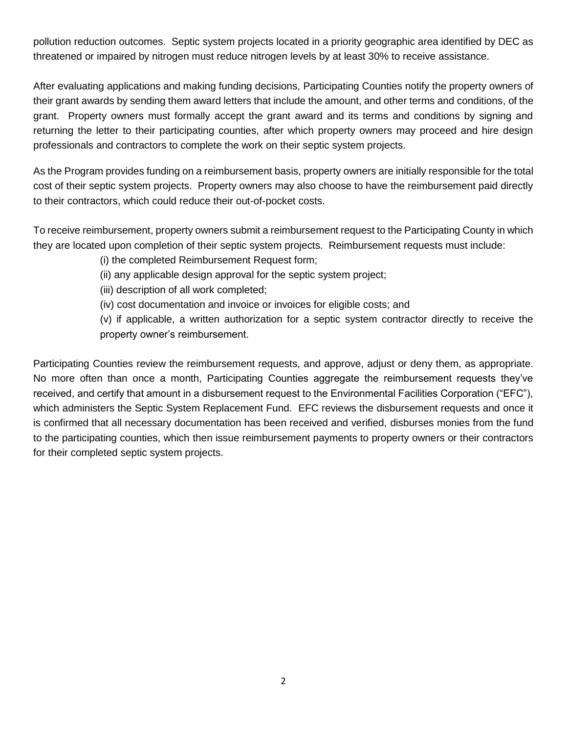pollution reduction outcomes. Septic system projects located in a priority geographic area identified by DEC as threatened or impaired by nitrogen must reduce nitrogen levels by at least 30% to receive assistance.

After evaluating applications and making funding decisions, Participating Counties notify the property owners of their grant awards by sending them award letters that include the amount, and other terms and conditions, of the grant. Property owners must formally accept the grant award and its terms and conditions by signing and returning the letter to their participating counties, after which property owners may proceed and hire design professionals and contractors to complete the work on their septic system projects.

As the Program provides funding on a reimbursement basis, property owners are initially responsible for the total cost of their septic system projects. Property owners may also choose to have the reimbursement paid directly to their contractors, which could reduce their out-of-pocket costs.

To receive reimbursement, property owners submit a reimbursement request to the Participating County in which they are located upon completion of their septic system projects. Reimbursement requests must include:

(i) the completed Reimbursement Request form;

(ii) any applicable design approval for the septic system project;

(iii) description of all work completed;

(iv) cost documentation and invoice or invoices for eligible costs; and

(v) if applicable, a written authorization for a septic system contractor directly to receive the property owner's reimbursement.

Participating Counties review the reimbursement requests, and approve, adjust or deny them, as appropriate. No more often than once a month, Participating Counties aggregate the reimbursement requests they've received, and certify that amount in a disbursement request to the Environmental Facilities Corporation ("EFC"), which administers the Septic System Replacement Fund. EFC reviews the disbursement requests and once it is confirmed that all necessary documentation has been received and verified, disburses monies from the fund to the participating counties, which then issue reimbursement payments to property owners or their contractors for their completed septic system projects.